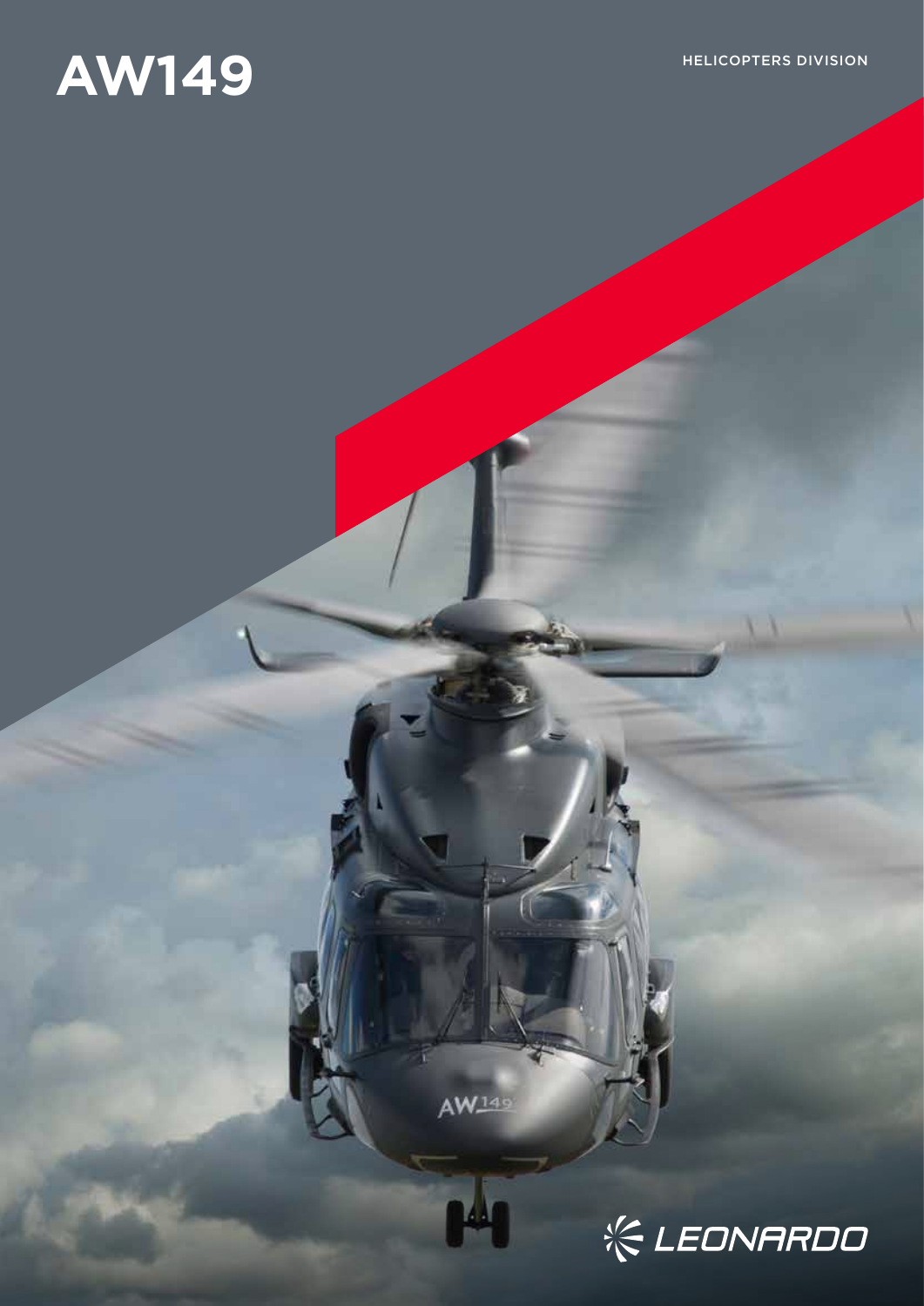# AW149

HELICOPTERS DIVISION

LEONARDO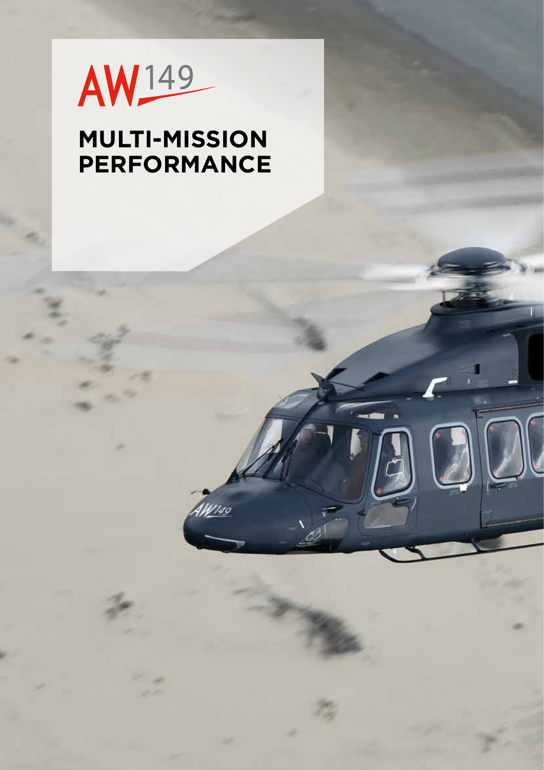# AW149

## MULTI-MISSION PERFORMANCE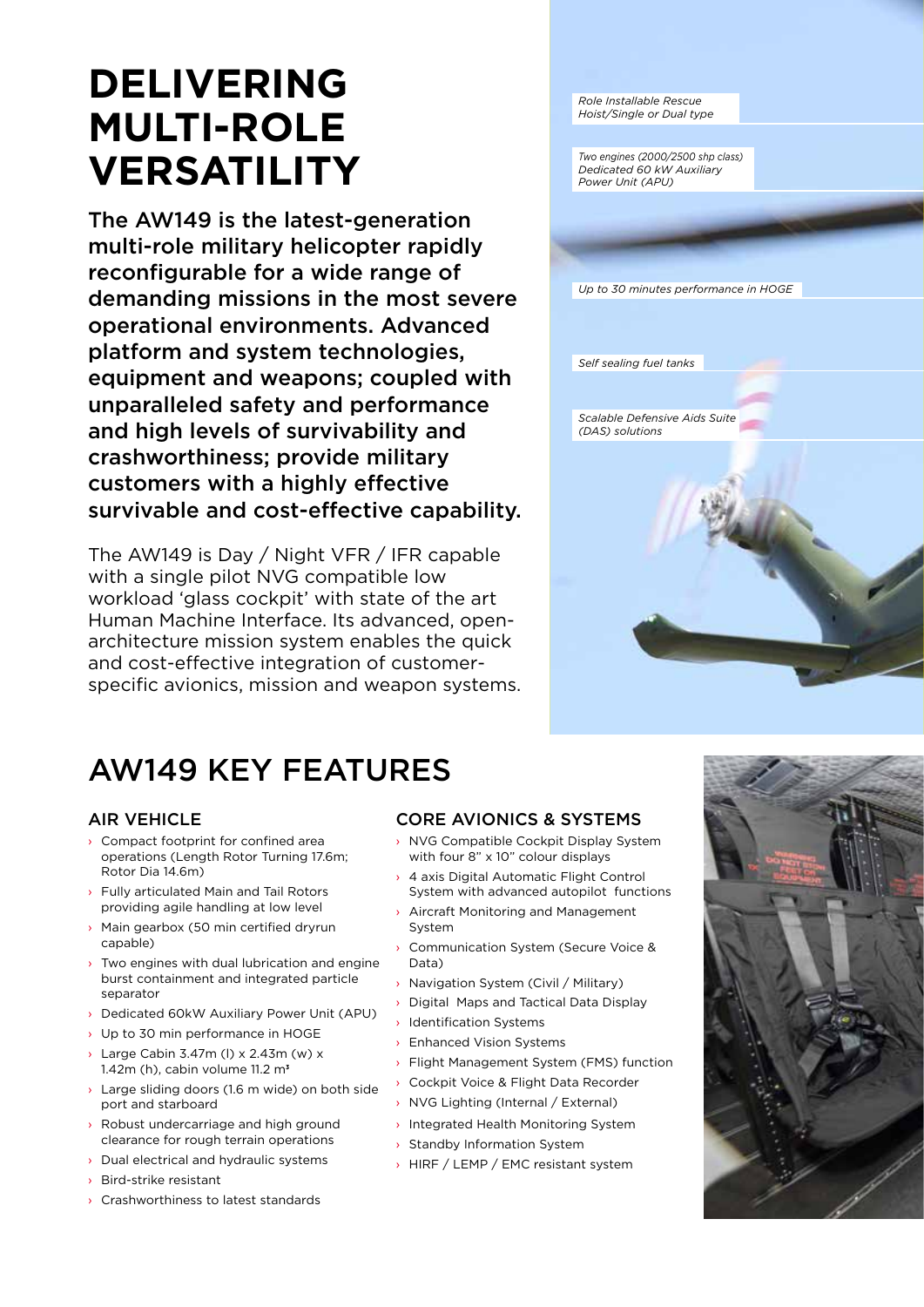# DELIVERING MULTI-ROLE VERSATILITY

**The AW149 is the latest-generation multi-role military helicopter rapidly reconfigurable for a wide range of demanding missions in the most severe operational environments. Advanced platform and system technologies, equipment and weapons; coupled with unparalleled safety and performance and high levels of survivability and crashworthiness; provide military customers with a highly effective survivable and cost-effective capability.**

The AW149 is Day / Night VFR / IFR capable with a single pilot NVG compatible low workload 'glass cockpit' with state of the art Human Machine Interface. Its advanced, open-architecture mission system enables the quick and cost-effective integration of customer-specific avionics, mission and weapon systems.

*Role Installable Rescue Hoist/Single or Dual type*

*Two engines (2000/2500 shp class) Dedicated 60 kW Auxiliary Power Unit (APU)*

*Up to 30 minutes performance in HOGE*

*Self sealing fuel tanks*

*Scalable Defensive Aids Suite (DAS) solutions*

# AW149 KEY FEATURES

## AIR VEHICLE

- Compact footprint for confined area operations (Length Rotor Turning 17.6m; Rotor Dia 14.6m)
- Fully articulated Main and Tail Rotors providing agile handling at low level
- Main gearbox (50 min certified dryrun capable)
- Two engines with dual lubrication and engine burst containment and integrated particle separator
- Dedicated 60kW Auxiliary Power Unit (APU)
- Up to 30 min performance in HOGE
- Large Cabin 3.47m (l) x 2.43m (w) x 1.42m (h), cabin volume 11.2 m³
- Large sliding doors (1.6 m wide) on both side port and starboard
- Robust undercarriage and high ground clearance for rough terrain operations
- Dual electrical and hydraulic systems
- Bird-strike resistant
- Crashworthiness to latest standards

## CORE AVIONICS & SYSTEMS

- NVG Compatible Cockpit Display System with four 8" x 10" colour displays
- 4 axis Digital Automatic Flight Control System with advanced autopilot functions
- Aircraft Monitoring and Management System
- Communication System (Secure Voice & Data)
- Navigation System (Civil / Military)
- Digital Maps and Tactical Data Display
- Identification Systems
- Enhanced Vision Systems
- Flight Management System (FMS) function
- Cockpit Voice & Flight Data Recorder
- NVG Lighting (Internal / External)
- Integrated Health Monitoring System
- Standby Information System
- HIRF / LEMP / EMC resistant system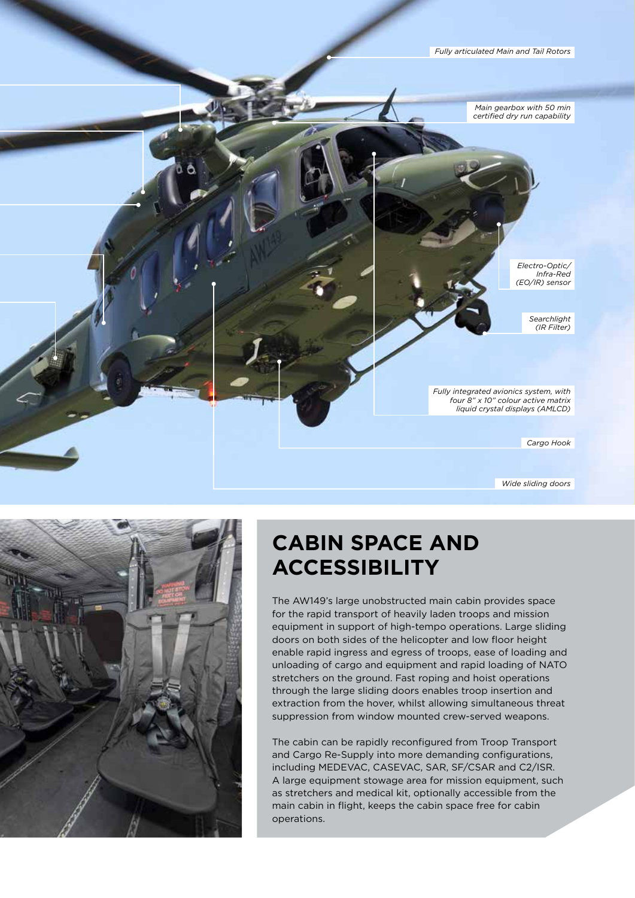Fully articulated Main and Tail Rotors

Main gearbox with 50 min certified dry run capability

Electro-Optic/ Infra-Red (EO/IR) sensor

Searchlight (IR Filter)

Fully integrated avionics system, with four 8" x 10" colour active matrix liquid crystal displays (AMLCD)

Cargo Hook

Wide sliding doors

## CABIN SPACE AND ACCESSIBILITY

The AW149's large unobstructed main cabin provides space for the rapid transport of heavily laden troops and mission equipment in support of high-tempo operations. Large sliding doors on both sides of the helicopter and low floor height enable rapid ingress and egress of troops, ease of loading and unloading of cargo and equipment and rapid loading of NATO stretchers on the ground. Fast roping and hoist operations through the large sliding doors enables troop insertion and extraction from the hover, whilst allowing simultaneous threat suppression from window mounted crew-served weapons.

The cabin can be rapidly reconfigured from Troop Transport and Cargo Re-Supply into more demanding configurations, including MEDEVAC, CASEVAC, SAR, SF/CSAR and C2/ISR. A large equipment stowage area for mission equipment, such as stretchers and medical kit, optionally accessible from the main cabin in flight, keeps the cabin space free for cabin operations.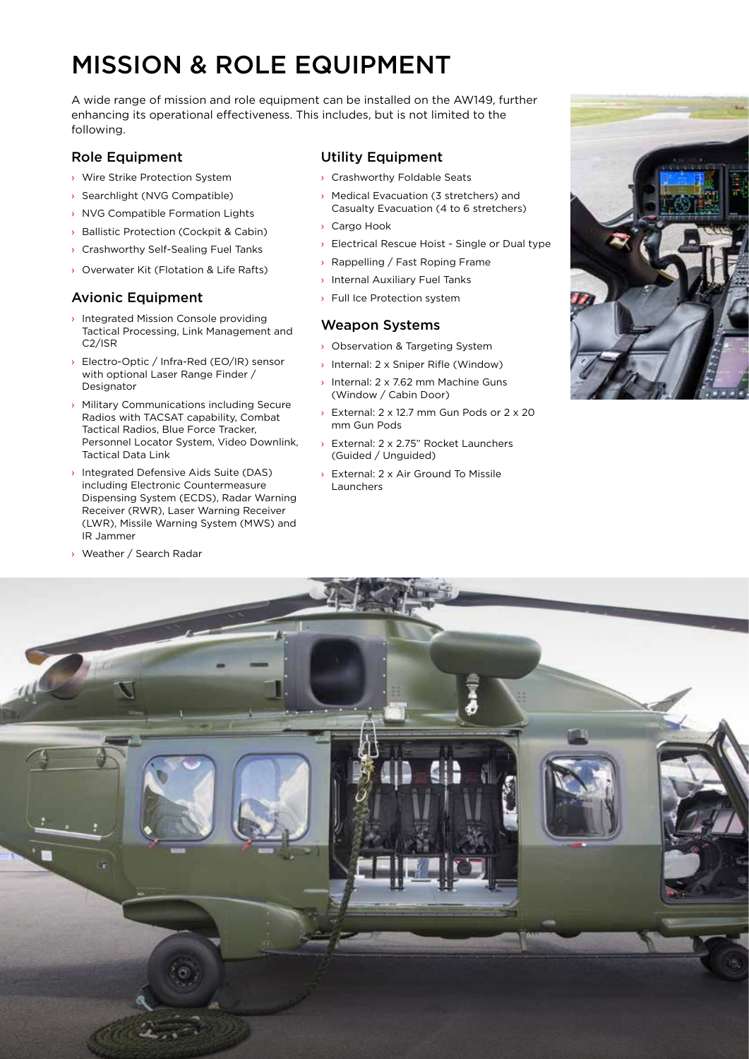# MISSION & ROLE EQUIPMENT

A wide range of mission and role equipment can be installed on the AW149, further enhancing its operational effectiveness. This includes, but is not limited to the following.

## Role Equipment

- Wire Strike Protection System
- Searchlight (NVG Compatible)
- NVG Compatible Formation Lights
- Ballistic Protection (Cockpit & Cabin)
- Crashworthy Self-Sealing Fuel Tanks
- Overwater Kit (Flotation & Life Rafts)

## Avionic Equipment

- Integrated Mission Console providing Tactical Processing, Link Management and C2/ISR
- Electro-Optic / Infra-Red (EO/IR) sensor with optional Laser Range Finder / Designator
- Military Communications including Secure Radios with TACSAT capability, Combat Tactical Radios, Blue Force Tracker, Personnel Locator System, Video Downlink, Tactical Data Link
- Integrated Defensive Aids Suite (DAS) including Electronic Countermeasure Dispensing System (ECDS), Radar Warning Receiver (RWR), Laser Warning Receiver (LWR), Missile Warning System (MWS) and IR Jammer
- Weather / Search Radar

## Utility Equipment

- Crashworthy Foldable Seats
- Medical Evacuation (3 stretchers) and Casualty Evacuation (4 to 6 stretchers)
- Cargo Hook
- Electrical Rescue Hoist - Single or Dual type
- Rappelling / Fast Roping Frame
- Internal Auxiliary Fuel Tanks
- Full Ice Protection system

## Weapon Systems

- Observation & Targeting System
- Internal: 2 x Sniper Rifle (Window)
- Internal: 2 x 7.62 mm Machine Guns (Window / Cabin Door)
- External: 2 x 12.7 mm Gun Pods or 2 x 20 mm Gun Pods
- External: 2 x 2.75" Rocket Launchers (Guided / Unguided)
- External: 2 x Air Ground To Missile Launchers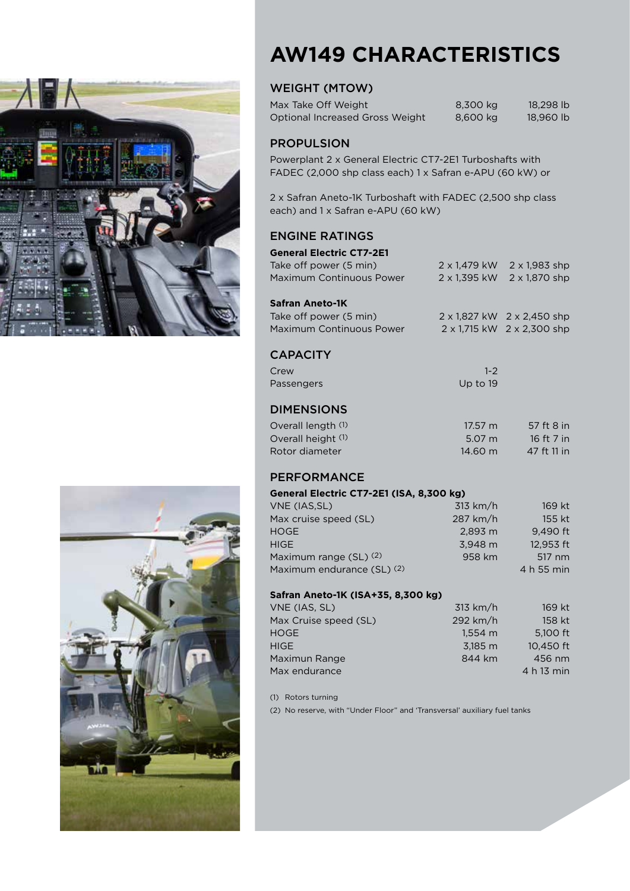# AW149 CHARACTERISTICS

## WEIGHT (MTOW)

| | | |
|---|---|---|
| Max Take Off Weight | 8,300 kg | 18,298 lb |
| Optional Increased Gross Weight | 8,600 kg | 18,960 lb |

## PROPULSION

Powerplant 2 x General Electric CT7-2E1 Turboshafts with FADEC (2,000 shp class each) 1 x Safran e-APU (60 kW) or

2 x Safran Aneto-1K Turboshaft with FADEC (2,500 shp class each) and 1 x Safran e-APU (60 kW)

## ENGINE RATINGS

**General Electric CT7-2E1**

| | | |
|---|---|---|
| Take off power (5 min) | 2 x 1,479 kW | 2 x 1,983 shp |
| Maximum Continuous Power | 2 x 1,395 kW | 2 x 1,870 shp |

**Safran Aneto-1K**

| | | |
|---|---|---|
| Take off power (5 min) | 2 x 1,827 kW | 2 x 2,450 shp |
| Maximum Continuous Power | 2 x 1,715 kW | 2 x 2,300 shp |

## CAPACITY

| | |
|---|---|
| Crew | 1-2 |
| Passengers | Up to 19 |

## DIMENSIONS

| | | |
|---|---|---|
| Overall length (1) | 17.57 m | 57 ft 8 in |
| Overall height (1) | 5.07 m | 16 ft 7 in |
| Rotor diameter | 14.60 m | 47 ft 11 in |

## PERFORMANCE

**General Electric CT7-2E1 (ISA, 8,300 kg)**

| | | |
|---|---|---|
| VNE (IAS,SL) | 313 km/h | 169 kt |
| Max cruise speed (SL) | 287 km/h | 155 kt |
| HOGE | 2,893 m | 9,490 ft |
| HIGE | 3,948 m | 12,953 ft |
| Maximum range (SL) (2) | 958 km | 517 nm |
| Maximum endurance (SL) (2) | | 4 h 55 min |

**Safran Aneto-1K (ISA+35, 8,300 kg)**

| | | |
|---|---|---|
| VNE (IAS, SL) | 313 km/h | 169 kt |
| Max Cruise speed (SL) | 292 km/h | 158 kt |
| HOGE | 1,554 m | 5,100 ft |
| HIGE | 3,185 m | 10,450 ft |
| Maximun Range | 844 km | 456 nm |
| Max endurance | | 4 h 13 min |

(1) Rotors turning

(2) No reserve, with "Under Floor" and 'Transversal' auxiliary fuel tanks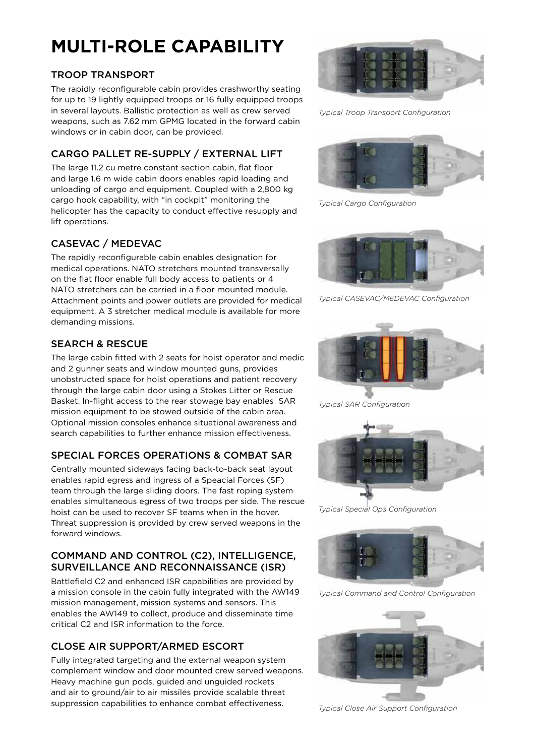# MULTI-ROLE CAPABILITY

## TROOP TRANSPORT

The rapidly reconfigurable cabin provides crashworthy seating for up to 19 lightly equipped troops or 16 fully equipped troops in several layouts. Ballistic protection as well as crew served weapons, such as 7.62 mm GPMG located in the forward cabin windows or in cabin door, can be provided.

*Typical Troop Transport Configuration*

## CARGO PALLET RE-SUPPLY / EXTERNAL LIFT

The large 11.2 cu metre constant section cabin, flat floor and large 1.6 m wide cabin doors enables rapid loading and unloading of cargo and equipment. Coupled with a 2,800 kg cargo hook capability, with "in cockpit" monitoring the helicopter has the capacity to conduct effective resupply and lift operations.

*Typical Cargo Configuration*

## CASEVAC / MEDEVAC

The rapidly reconfigurable cabin enables designation for medical operations. NATO stretchers mounted transversally on the flat floor enable full body access to patients or 4 NATO stretchers can be carried in a floor mounted module. Attachment points and power outlets are provided for medical equipment. A 3 stretcher medical module is available for more demanding missions.

*Typical CASEVAC/MEDEVAC Configuration*

## SEARCH & RESCUE

The large cabin fitted with 2 seats for hoist operator and medic and 2 gunner seats and window mounted guns, provides unobstructed space for hoist operations and patient recovery through the large cabin door using a Stokes Litter or Rescue Basket. In-flight access to the rear stowage bay enables SAR mission equipment to be stowed outside of the cabin area. Optional mission consoles enhance situational awareness and search capabilities to further enhance mission effectiveness.

*Typical SAR Configuration*

## SPECIAL FORCES OPERATIONS & COMBAT SAR

Centrally mounted sideways facing back-to-back seat layout enables rapid egress and ingress of a Speacial Forces (SF) team through the large sliding doors. The fast roping system enables simultaneous egress of two troops per side. The rescue hoist can be used to recover SF teams when in the hover. Threat suppression is provided by crew served weapons in the forward windows.

*Typical Special Ops Configuration*

## COMMAND AND CONTROL (C2), INTELLIGENCE, SURVEILLANCE AND RECONNAISSANCE (ISR)

Battlefield C2 and enhanced ISR capabilities are provided by a mission console in the cabin fully integrated with the AW149 mission management, mission systems and sensors. This enables the AW149 to collect, produce and disseminate time critical C2 and ISR information to the force.

*Typical Command and Control Configuration*

## CLOSE AIR SUPPORT/ARMED ESCORT

Fully integrated targeting and the external weapon system complement window and door mounted crew served weapons. Heavy machine gun pods, guided and unguided rockets and air to ground/air to air missiles provide scalable threat suppression capabilities to enhance combat effectiveness.

*Typical Close Air Support Configuration*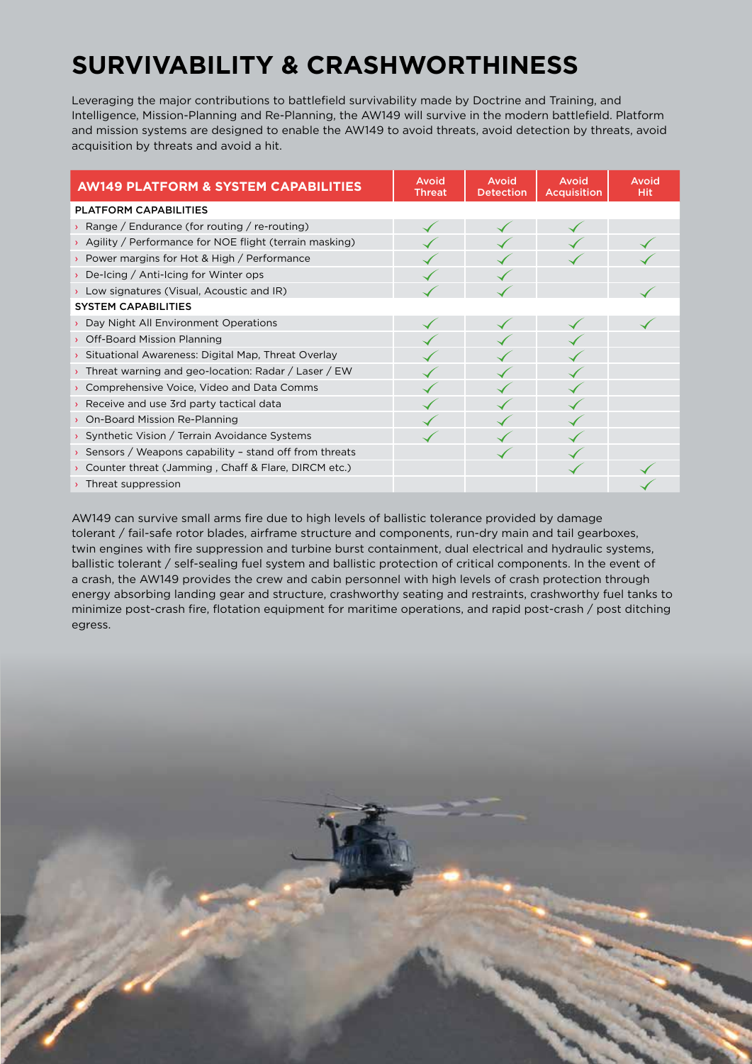# SURVIVABILITY & CRASHWORTHINESS

Leveraging the major contributions to battlefield survivability made by Doctrine and Training, and Intelligence, Mission-Planning and Re-Planning, the AW149 will survive in the modern battlefield. Platform and mission systems are designed to enable the AW149 to avoid threats, avoid detection by threats, avoid acquisition by threats and avoid a hit.

| AW149 PLATFORM & SYSTEM CAPABILITIES | Avoid Threat | Avoid Detection | Avoid Acquisition | Avoid Hit |
|---|---|---|---|---|
| **PLATFORM CAPABILITIES** | | | | |
| › Range / Endurance (for routing / re-routing) | ✓ | ✓ | ✓ | |
| › Agility / Performance for NOE flight (terrain masking) | ✓ | ✓ | ✓ | ✓ |
| › Power margins for Hot & High / Performance | ✓ | ✓ | ✓ | ✓ |
| › De-Icing / Anti-Icing for Winter ops | ✓ | ✓ | | |
| › Low signatures (Visual, Acoustic and IR) | ✓ | ✓ | | ✓ |
| **SYSTEM CAPABILITIES** | | | | |
| › Day Night All Environment Operations | ✓ | ✓ | ✓ | ✓ |
| › Off-Board Mission Planning | ✓ | ✓ | ✓ | |
| › Situational Awareness: Digital Map, Threat Overlay | ✓ | ✓ | ✓ | |
| › Threat warning and geo-location: Radar / Laser / EW | ✓ | ✓ | ✓ | |
| › Comprehensive Voice, Video and Data Comms | ✓ | ✓ | ✓ | |
| › Receive and use 3rd party tactical data | ✓ | ✓ | ✓ | |
| › On-Board Mission Re-Planning | ✓ | ✓ | ✓ | |
| › Synthetic Vision / Terrain Avoidance Systems | ✓ | ✓ | ✓ | |
| › Sensors / Weapons capability – stand off from threats | | ✓ | ✓ | |
| › Counter threat (Jamming , Chaff & Flare, DIRCM etc.) | | | ✓ | ✓ |
| › Threat suppression | | | | ✓ |

AW149 can survive small arms fire due to high levels of ballistic tolerance provided by damage tolerant / fail-safe rotor blades, airframe structure and components, run-dry main and tail gearboxes, twin engines with fire suppression and turbine burst containment, dual electrical and hydraulic systems, ballistic tolerant / self-sealing fuel system and ballistic protection of critical components. In the event of a crash, the AW149 provides the crew and cabin personnel with high levels of crash protection through energy absorbing landing gear and structure, crashworthy seating and restraints, crashworthy fuel tanks to minimize post-crash fire, flotation equipment for maritime operations, and rapid post-crash / post ditching egress.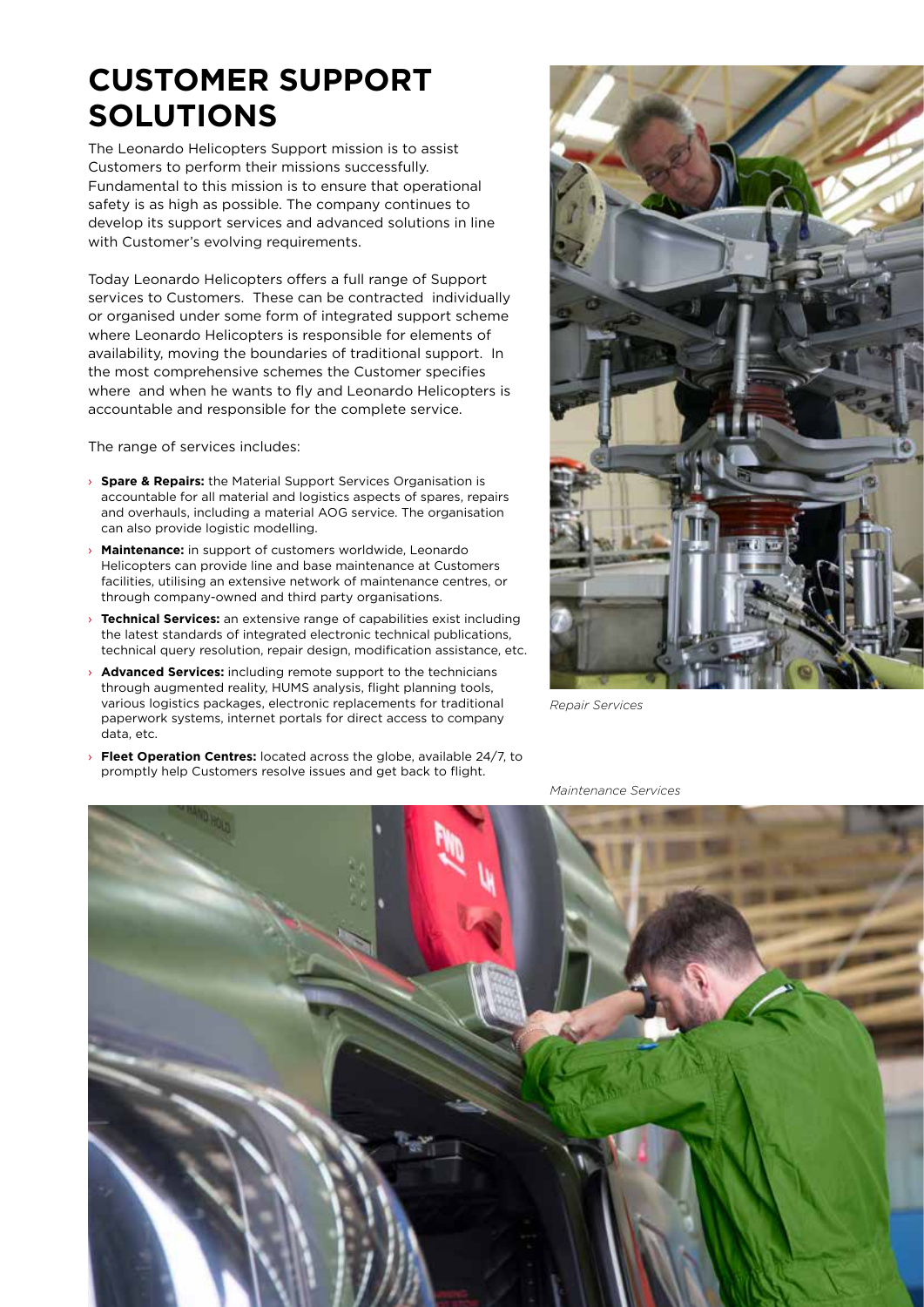# CUSTOMER SUPPORT SOLUTIONS

The Leonardo Helicopters Support mission is to assist Customers to perform their missions successfully. Fundamental to this mission is to ensure that operational safety is as high as possible. The company continues to develop its support services and advanced solutions in line with Customer's evolving requirements.

Today Leonardo Helicopters offers a full range of Support services to Customers. These can be contracted individually or organised under some form of integrated support scheme where Leonardo Helicopters is responsible for elements of availability, moving the boundaries of traditional support. In the most comprehensive schemes the Customer specifies where and when he wants to fly and Leonardo Helicopters is accountable and responsible for the complete service.

The range of services includes:

- **Spare & Repairs:** the Material Support Services Organisation is accountable for all material and logistics aspects of spares, repairs and overhauls, including a material AOG service. The organisation can also provide logistic modelling.
- **Maintenance:** in support of customers worldwide, Leonardo Helicopters can provide line and base maintenance at Customers facilities, utilising an extensive network of maintenance centres, or through company-owned and third party organisations.
- **Technical Services:** an extensive range of capabilities exist including the latest standards of integrated electronic technical publications, technical query resolution, repair design, modification assistance, etc.
- **Advanced Services:** including remote support to the technicians through augmented reality, HUMS analysis, flight planning tools, various logistics packages, electronic replacements for traditional paperwork systems, internet portals for direct access to company data, etc.
- **Fleet Operation Centres:** located across the globe, available 24/7, to promptly help Customers resolve issues and get back to flight.

*Repair Services*

*Maintenance Services*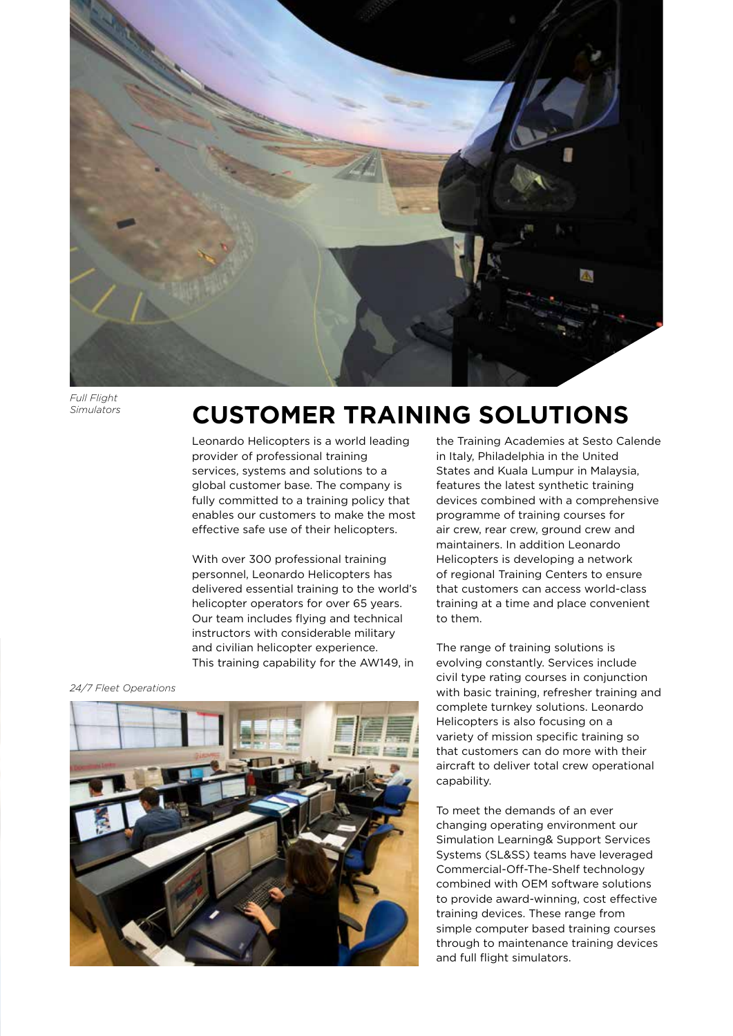*Full Flight Simulators*

# CUSTOMER TRAINING SOLUTIONS

Leonardo Helicopters is a world leading provider of professional training services, systems and solutions to a global customer base. The company is fully committed to a training policy that enables our customers to make the most effective safe use of their helicopters.

With over 300 professional training personnel, Leonardo Helicopters has delivered essential training to the world's helicopter operators for over 65 years. Our team includes flying and technical instructors with considerable military and civilian helicopter experience. This training capability for the AW149, in the Training Academies at Sesto Calende in Italy, Philadelphia in the United States and Kuala Lumpur in Malaysia, features the latest synthetic training devices combined with a comprehensive programme of training courses for air crew, rear crew, ground crew and maintainers. In addition Leonardo Helicopters is developing a network of regional Training Centers to ensure that customers can access world-class training at a time and place convenient to them.

The range of training solutions is evolving constantly. Services include civil type rating courses in conjunction with basic training, refresher training and complete turnkey solutions. Leonardo Helicopters is also focusing on a variety of mission specific training so that customers can do more with their aircraft to deliver total crew operational capability.

To meet the demands of an ever changing operating environment our Simulation Learning& Support Services Systems (SL&SS) teams have leveraged Commercial-Off-The-Shelf technology combined with OEM software solutions to provide award-winning, cost effective training devices. These range from simple computer based training courses through to maintenance training devices and full flight simulators.

*24/7 Fleet Operations*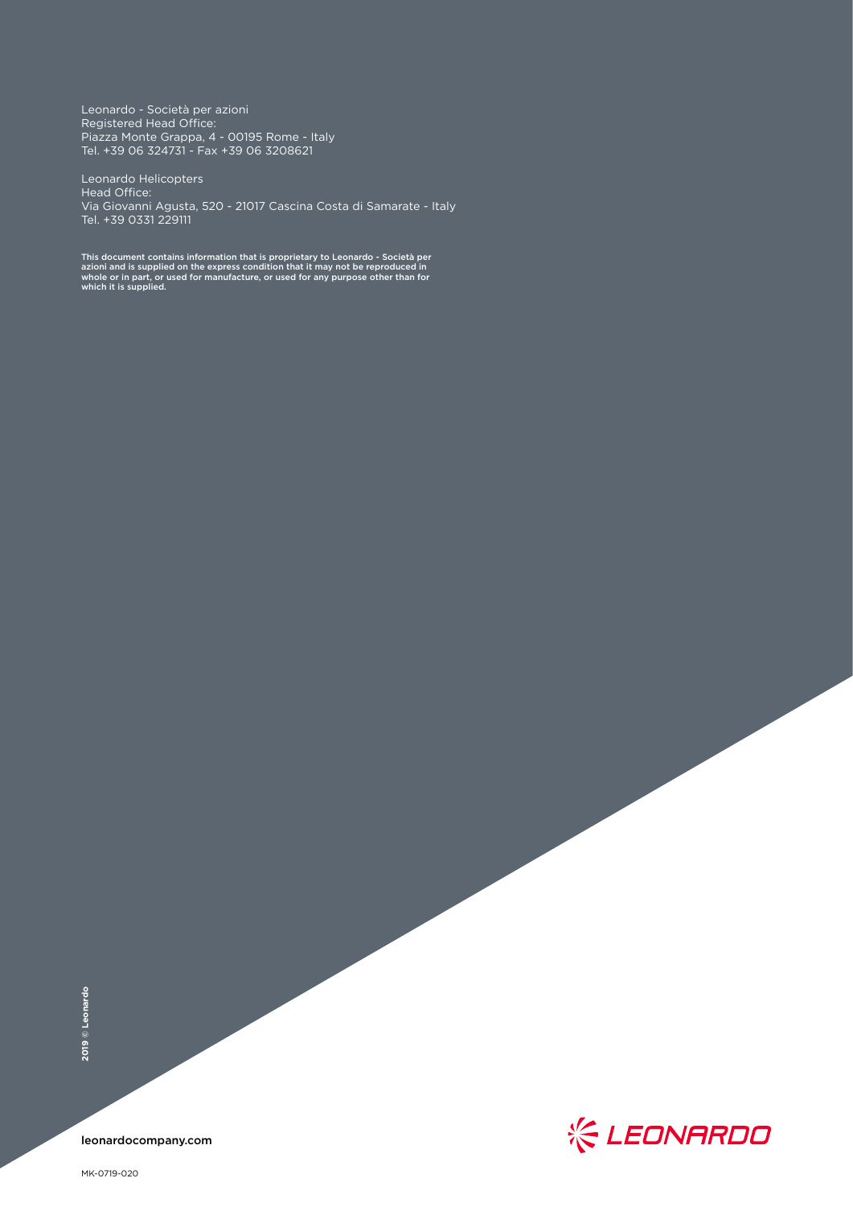Leonardo - Società per azioni
Registered Head Office:
Piazza Monte Grappa, 4 - 00195 Rome - Italy
Tel. +39 06 324731 - Fax +39 06 3208621

Leonardo Helicopters
Head Office:
Via Giovanni Agusta, 520 - 21017 Cascina Costa di Samarate - Italy
Tel. +39 0331 229111

This document contains information that is proprietary to Leonardo - Società per azioni and is supplied on the express condition that it may not be reproduced in whole or in part, or used for manufacture, or used for any purpose other than for which it is supplied.

**2019 © Leonardo**

leonardocompany.com

LEONARDO

MK-0719-020